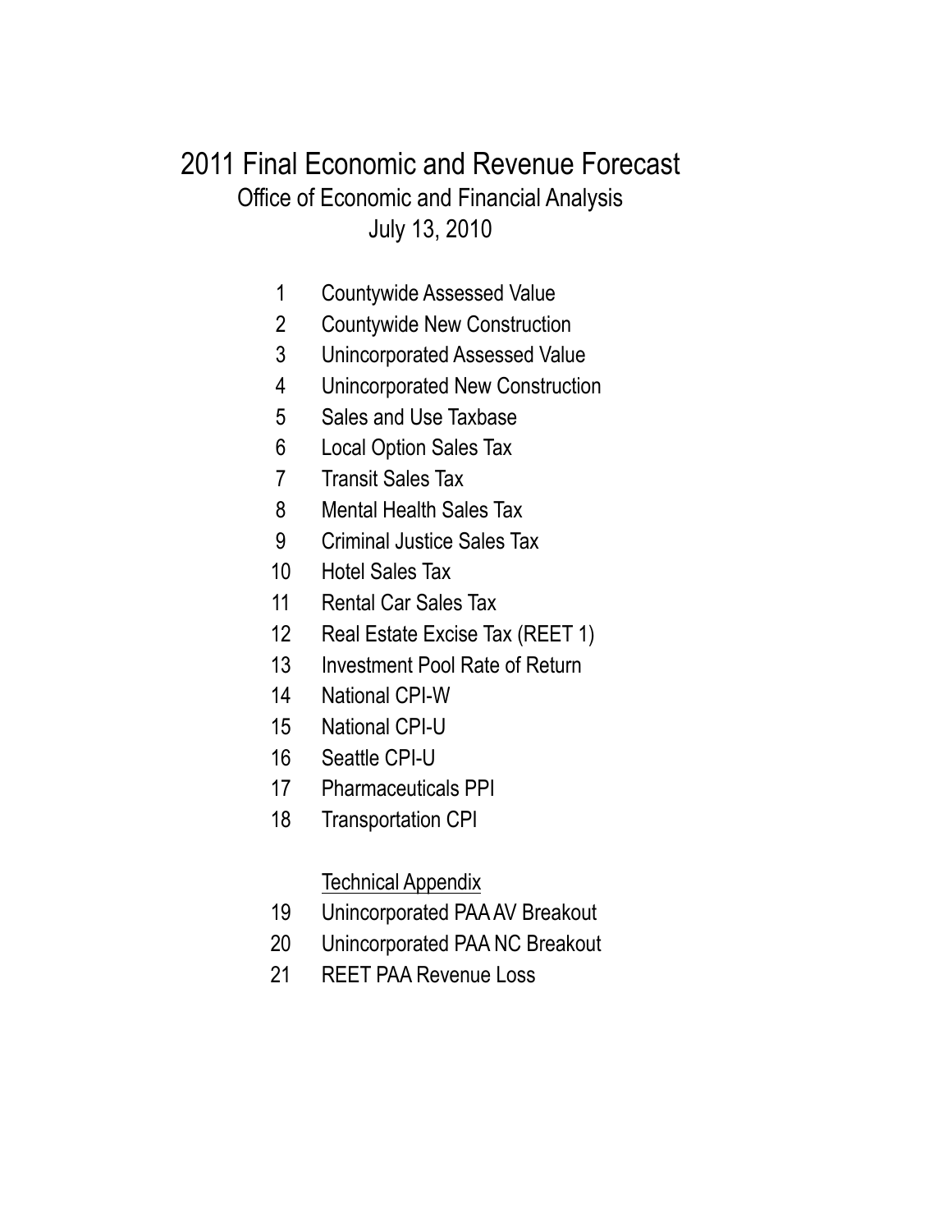# 2011 Final Economic and Revenue Forecast

## Office of Economic and Financial Analysis

### July 13, 2010

1. Countywide Assessed Value
2. Countywide New Construction
3. Unincorporated Assessed Value
4. Unincorporated New Construction
5. Sales and Use Taxbase
6. Local Option Sales Tax
7. Transit Sales Tax
8. Mental Health Sales Tax
9. Criminal Justice Sales Tax
10. Hotel Sales Tax
11. Rental Car Sales Tax
12. Real Estate Excise Tax (REET 1)
13. Investment Pool Rate of Return
14. National CPI-W
15. National CPI-U
16. Seattle CPI-U
17. Pharmaceuticals PPI
18. Transportation CPI

Technical Appendix

19. Unincorporated PAA AV Breakout
20. Unincorporated PAA NC Breakout
21. REET PAA Revenue Loss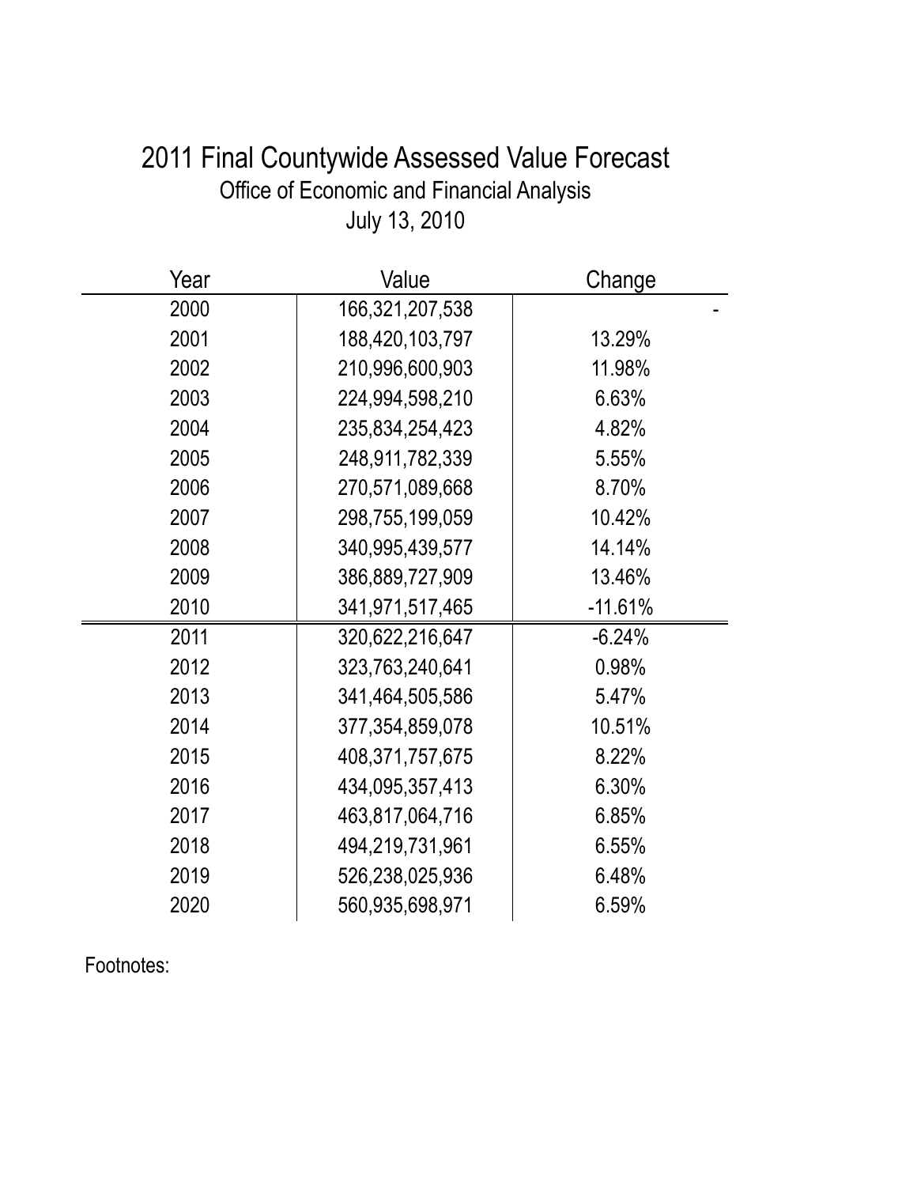# 2011 Final Countywide Assessed Value Forecast

Office of Economic and Financial Analysis

July 13, 2010

| Year | Value | Change |
|---|---|---|
| 2000 | 166,321,207,538 | - |
| 2001 | 188,420,103,797 | 13.29% |
| 2002 | 210,996,600,903 | 11.98% |
| 2003 | 224,994,598,210 | 6.63% |
| 2004 | 235,834,254,423 | 4.82% |
| 2005 | 248,911,782,339 | 5.55% |
| 2006 | 270,571,089,668 | 8.70% |
| 2007 | 298,755,199,059 | 10.42% |
| 2008 | 340,995,439,577 | 14.14% |
| 2009 | 386,889,727,909 | 13.46% |
| 2010 | 341,971,517,465 | -11.61% |
| 2011 | 320,622,216,647 | -6.24% |
| 2012 | 323,763,240,641 | 0.98% |
| 2013 | 341,464,505,586 | 5.47% |
| 2014 | 377,354,859,078 | 10.51% |
| 2015 | 408,371,757,675 | 8.22% |
| 2016 | 434,095,357,413 | 6.30% |
| 2017 | 463,817,064,716 | 6.85% |
| 2018 | 494,219,731,961 | 6.55% |
| 2019 | 526,238,025,936 | 6.48% |
| 2020 | 560,935,698,971 | 6.59% |

Footnotes: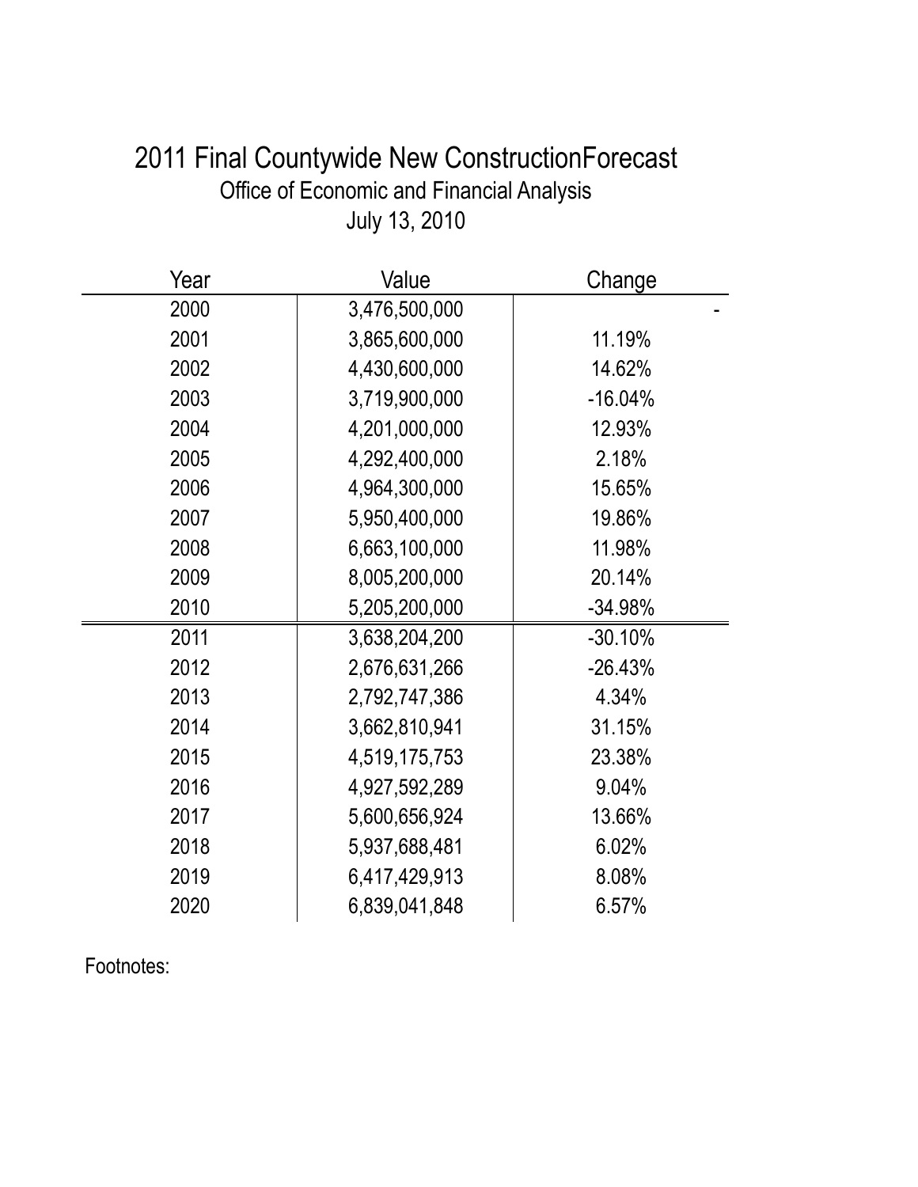# 2011 Final Countywide New ConstructionForecast

Office of Economic and Financial Analysis

July 13, 2010

| Year | Value | Change |
|---|---|---|
| 2000 | 3,476,500,000 | - |
| 2001 | 3,865,600,000 | 11.19% |
| 2002 | 4,430,600,000 | 14.62% |
| 2003 | 3,719,900,000 | -16.04% |
| 2004 | 4,201,000,000 | 12.93% |
| 2005 | 4,292,400,000 | 2.18% |
| 2006 | 4,964,300,000 | 15.65% |
| 2007 | 5,950,400,000 | 19.86% |
| 2008 | 6,663,100,000 | 11.98% |
| 2009 | 8,005,200,000 | 20.14% |
| 2010 | 5,205,200,000 | -34.98% |
| 2011 | 3,638,204,200 | -30.10% |
| 2012 | 2,676,631,266 | -26.43% |
| 2013 | 2,792,747,386 | 4.34% |
| 2014 | 3,662,810,941 | 31.15% |
| 2015 | 4,519,175,753 | 23.38% |
| 2016 | 4,927,592,289 | 9.04% |
| 2017 | 5,600,656,924 | 13.66% |
| 2018 | 5,937,688,481 | 6.02% |
| 2019 | 6,417,429,913 | 8.08% |
| 2020 | 6,839,041,848 | 6.57% |

Footnotes: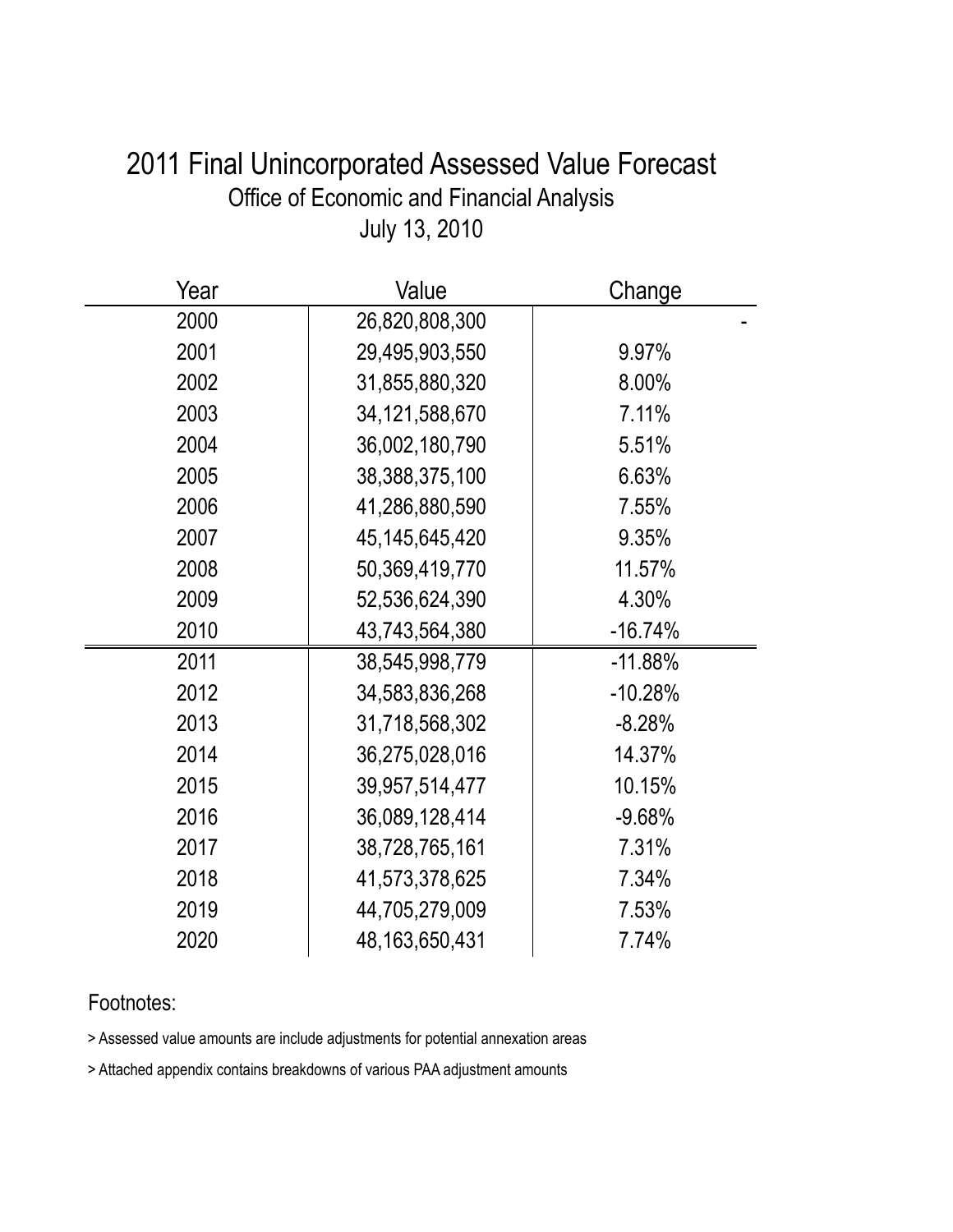# 2011 Final Unincorporated Assessed Value Forecast

## Office of Economic and Financial Analysis

July 13, 2010

| Year | Value | Change |
|---|---|---|
| 2000 | 26,820,808,300 | - |
| 2001 | 29,495,903,550 | 9.97% |
| 2002 | 31,855,880,320 | 8.00% |
| 2003 | 34,121,588,670 | 7.11% |
| 2004 | 36,002,180,790 | 5.51% |
| 2005 | 38,388,375,100 | 6.63% |
| 2006 | 41,286,880,590 | 7.55% |
| 2007 | 45,145,645,420 | 9.35% |
| 2008 | 50,369,419,770 | 11.57% |
| 2009 | 52,536,624,390 | 4.30% |
| 2010 | 43,743,564,380 | -16.74% |
| 2011 | 38,545,998,779 | -11.88% |
| 2012 | 34,583,836,268 | -10.28% |
| 2013 | 31,718,568,302 | -8.28% |
| 2014 | 36,275,028,016 | 14.37% |
| 2015 | 39,957,514,477 | 10.15% |
| 2016 | 36,089,128,414 | -9.68% |
| 2017 | 38,728,765,161 | 7.31% |
| 2018 | 41,573,378,625 | 7.34% |
| 2019 | 44,705,279,009 | 7.53% |
| 2020 | 48,163,650,431 | 7.74% |

Footnotes:

> Assessed value amounts are include adjustments for potential annexation areas

> Attached appendix contains breakdowns of various PAA adjustment amounts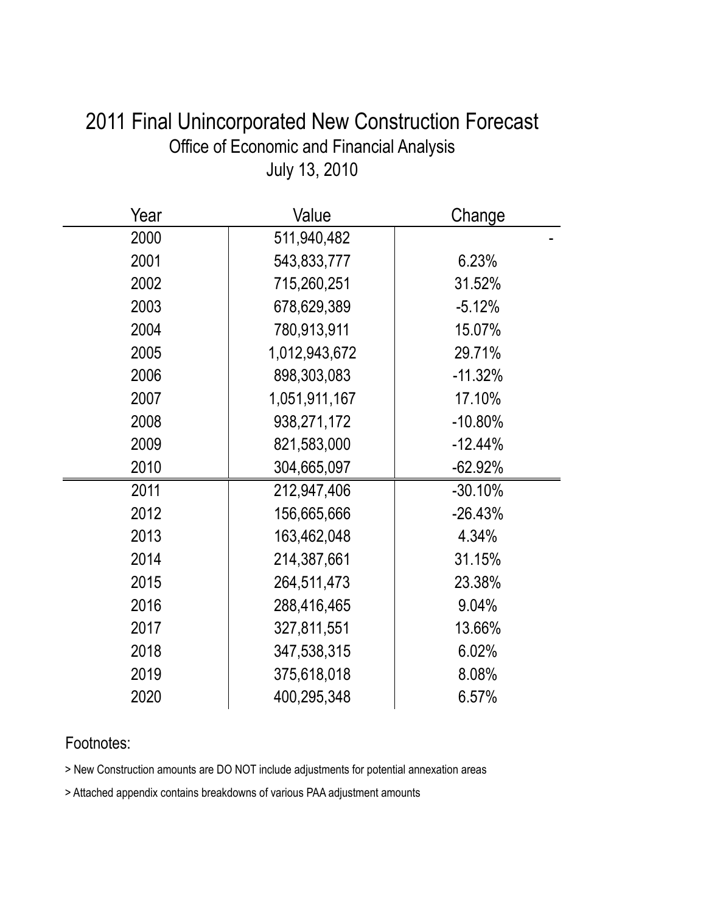# 2011 Final Unincorporated New Construction Forecast

## Office of Economic and Financial Analysis

July 13, 2010

| Year | Value | Change |
|---|---|---|
| 2000 | 511,940,482 | - |
| 2001 | 543,833,777 | 6.23% |
| 2002 | 715,260,251 | 31.52% |
| 2003 | 678,629,389 | -5.12% |
| 2004 | 780,913,911 | 15.07% |
| 2005 | 1,012,943,672 | 29.71% |
| 2006 | 898,303,083 | -11.32% |
| 2007 | 1,051,911,167 | 17.10% |
| 2008 | 938,271,172 | -10.80% |
| 2009 | 821,583,000 | -12.44% |
| 2010 | 304,665,097 | -62.92% |
| 2011 | 212,947,406 | -30.10% |
| 2012 | 156,665,666 | -26.43% |
| 2013 | 163,462,048 | 4.34% |
| 2014 | 214,387,661 | 31.15% |
| 2015 | 264,511,473 | 23.38% |
| 2016 | 288,416,465 | 9.04% |
| 2017 | 327,811,551 | 13.66% |
| 2018 | 347,538,315 | 6.02% |
| 2019 | 375,618,018 | 8.08% |
| 2020 | 400,295,348 | 6.57% |

Footnotes:

> New Construction amounts are DO NOT include adjustments for potential annexation areas

> Attached appendix contains breakdowns of various PAA adjustment amounts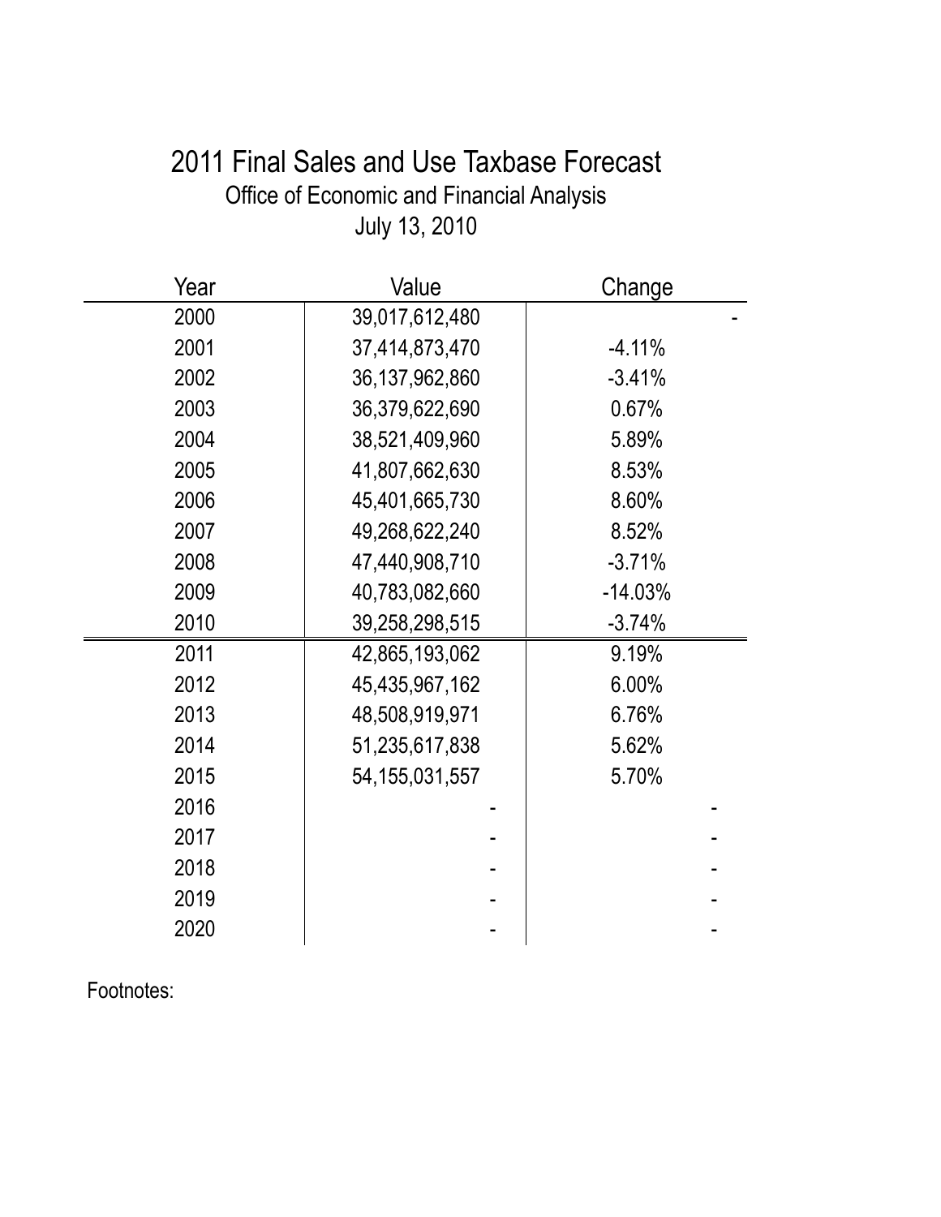# 2011 Final Sales and Use Taxbase Forecast

Office of Economic and Financial Analysis

July 13, 2010

| Year | Value | Change |
|---|---|---|
| 2000 | 39,017,612,480 | - |
| 2001 | 37,414,873,470 | -4.11% |
| 2002 | 36,137,962,860 | -3.41% |
| 2003 | 36,379,622,690 | 0.67% |
| 2004 | 38,521,409,960 | 5.89% |
| 2005 | 41,807,662,630 | 8.53% |
| 2006 | 45,401,665,730 | 8.60% |
| 2007 | 49,268,622,240 | 8.52% |
| 2008 | 47,440,908,710 | -3.71% |
| 2009 | 40,783,082,660 | -14.03% |
| 2010 | 39,258,298,515 | -3.74% |
| 2011 | 42,865,193,062 | 9.19% |
| 2012 | 45,435,967,162 | 6.00% |
| 2013 | 48,508,919,971 | 6.76% |
| 2014 | 51,235,617,838 | 5.62% |
| 2015 | 54,155,031,557 | 5.70% |
| 2016 | - | - |
| 2017 | - | - |
| 2018 | - | - |
| 2019 | - | - |
| 2020 | - | - |

Footnotes: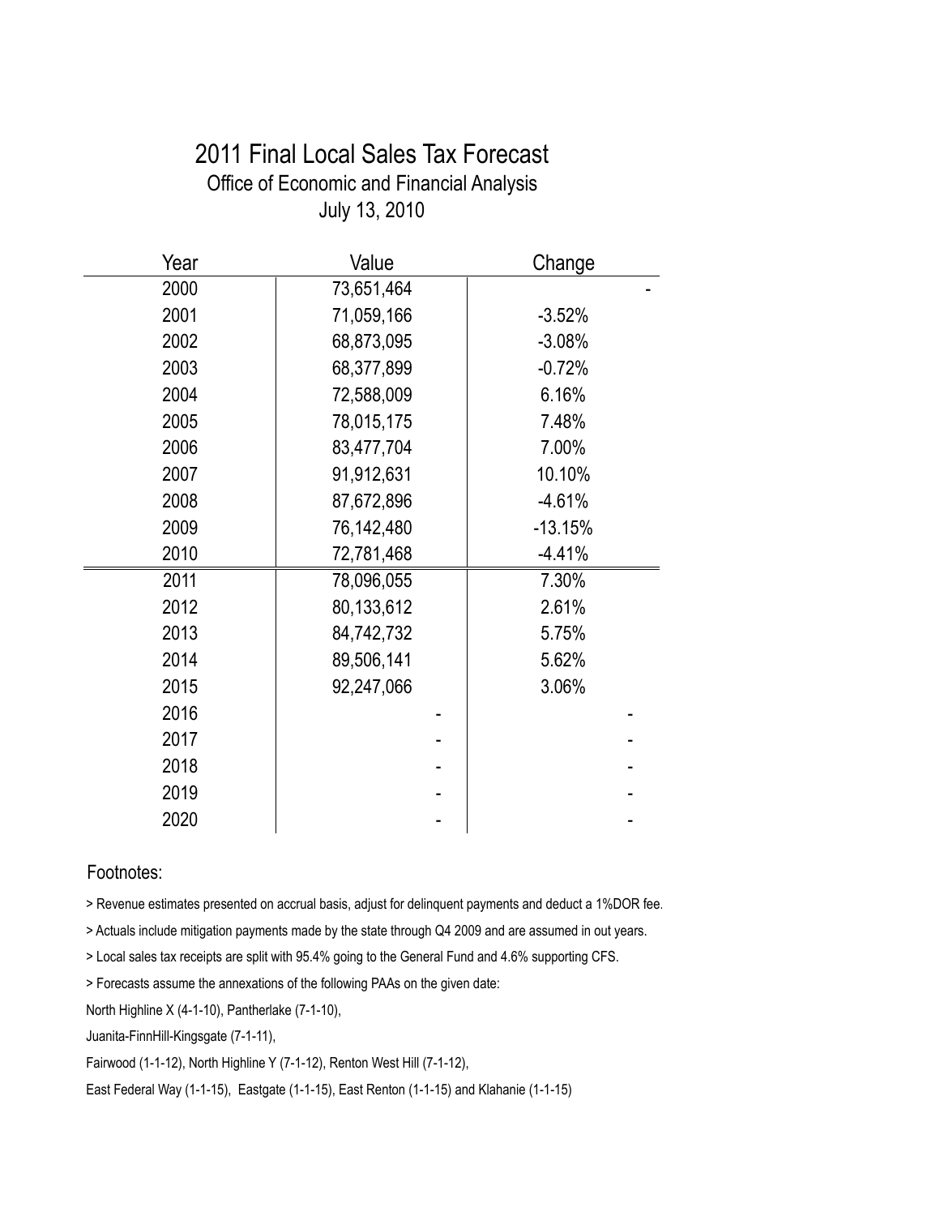# 2011 Final Local Sales Tax Forecast

## Office of Economic and Financial Analysis

July 13, 2010

| Year | Value | Change |
|---|---|---|
| 2000 | 73,651,464 | - |
| 2001 | 71,059,166 | -3.52% |
| 2002 | 68,873,095 | -3.08% |
| 2003 | 68,377,899 | -0.72% |
| 2004 | 72,588,009 | 6.16% |
| 2005 | 78,015,175 | 7.48% |
| 2006 | 83,477,704 | 7.00% |
| 2007 | 91,912,631 | 10.10% |
| 2008 | 87,672,896 | -4.61% |
| 2009 | 76,142,480 | -13.15% |
| 2010 | 72,781,468 | -4.41% |
| 2011 | 78,096,055 | 7.30% |
| 2012 | 80,133,612 | 2.61% |
| 2013 | 84,742,732 | 5.75% |
| 2014 | 89,506,141 | 5.62% |
| 2015 | 92,247,066 | 3.06% |
| 2016 | - | - |
| 2017 | - | - |
| 2018 | - | - |
| 2019 | - | - |
| 2020 | - | - |

Footnotes:

> Revenue estimates presented on accrual basis, adjust for delinquent payments and deduct a 1%DOR fee.

> Actuals include mitigation payments made by the state through Q4 2009 and are assumed in out years.

> Local sales tax receipts are split with 95.4% going to the General Fund and 4.6% supporting CFS.

> Forecasts assume the annexations of the following PAAs on the given date:

North Highline X (4-1-10), Pantherlake (7-1-10),

Juanita-FinnHill-Kingsgate (7-1-11),

Fairwood (1-1-12), North Highline Y (7-1-12), Renton West Hill (7-1-12),

East Federal Way (1-1-15), Eastgate (1-1-15), East Renton (1-1-15) and Klahanie (1-1-15)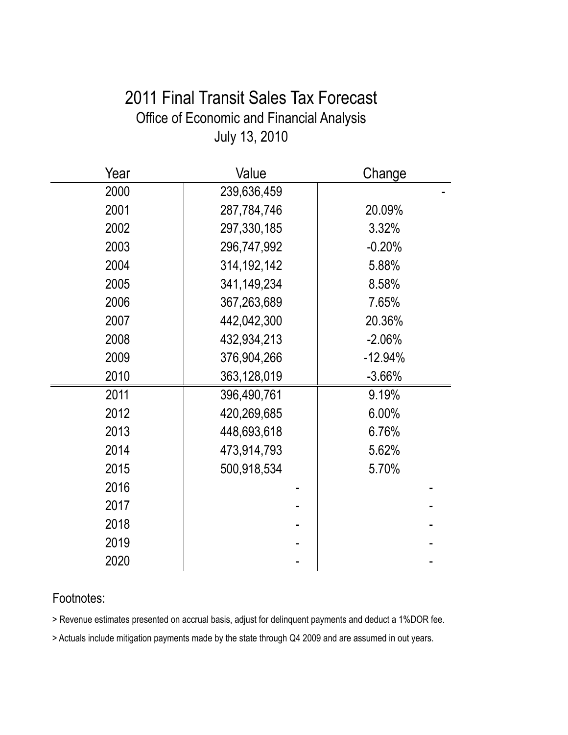# 2011 Final Transit Sales Tax Forecast

Office of Economic and Financial Analysis

July 13, 2010

| Year | Value | Change |
|---|---|---|
| 2000 | 239,636,459 | - |
| 2001 | 287,784,746 | 20.09% |
| 2002 | 297,330,185 | 3.32% |
| 2003 | 296,747,992 | -0.20% |
| 2004 | 314,192,142 | 5.88% |
| 2005 | 341,149,234 | 8.58% |
| 2006 | 367,263,689 | 7.65% |
| 2007 | 442,042,300 | 20.36% |
| 2008 | 432,934,213 | -2.06% |
| 2009 | 376,904,266 | -12.94% |
| 2010 | 363,128,019 | -3.66% |
| 2011 | 396,490,761 | 9.19% |
| 2012 | 420,269,685 | 6.00% |
| 2013 | 448,693,618 | 6.76% |
| 2014 | 473,914,793 | 5.62% |
| 2015 | 500,918,534 | 5.70% |
| 2016 | - | - |
| 2017 | - | - |
| 2018 | - | - |
| 2019 | - | - |
| 2020 | - | - |

Footnotes:

> Revenue estimates presented on accrual basis, adjust for delinquent payments and deduct a 1%DOR fee.

> Actuals include mitigation payments made by the state through Q4 2009 and are assumed in out years.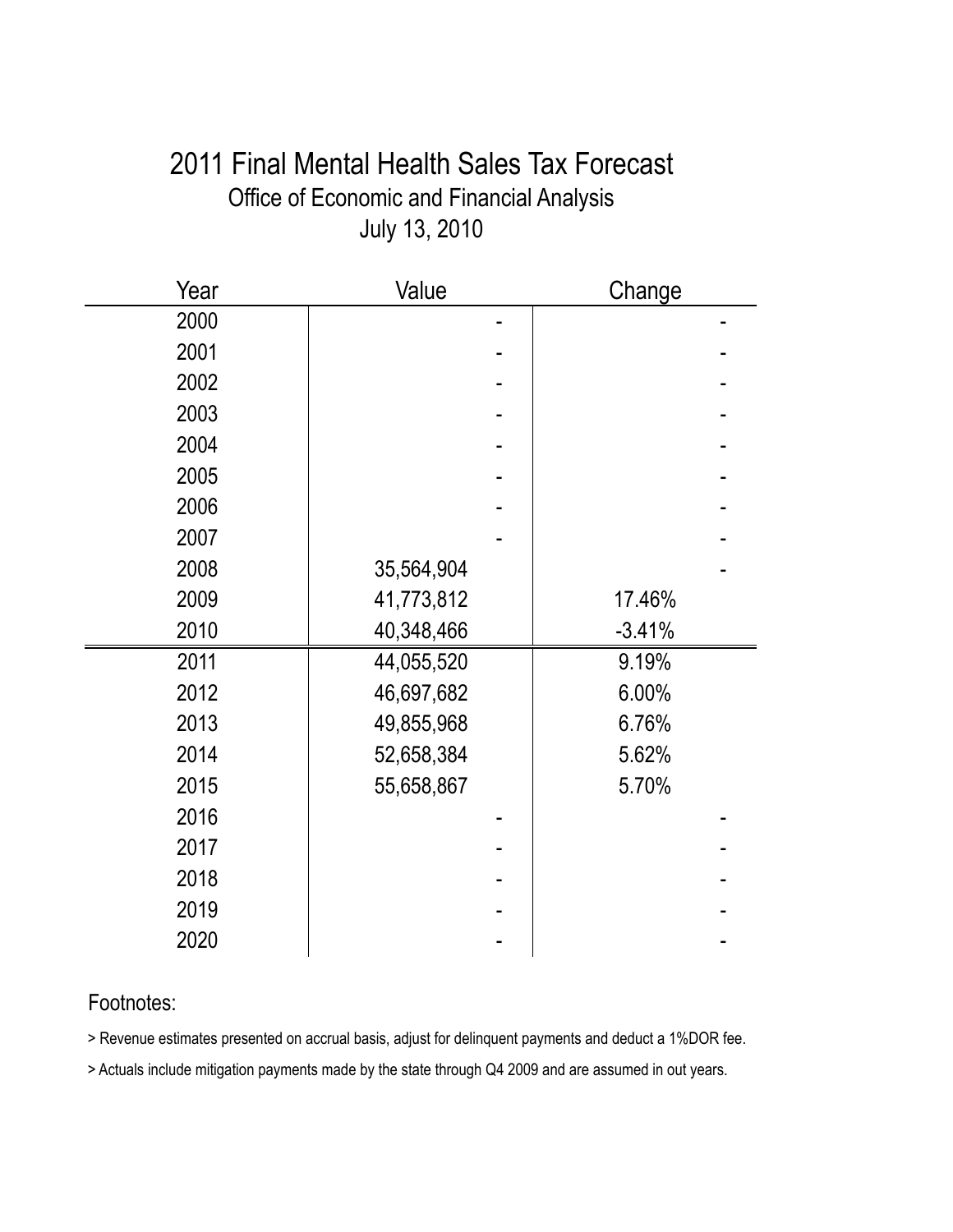# 2011 Final Mental Health Sales Tax Forecast

## Office of Economic and Financial Analysis

## July 13, 2010

| Year | Value | Change |
|---|---|---|
| 2000 | - | - |
| 2001 | - | - |
| 2002 | - | - |
| 2003 | - | - |
| 2004 | - | - |
| 2005 | - | - |
| 2006 | - | - |
| 2007 | - | - |
| 2008 | 35,564,904 | - |
| 2009 | 41,773,812 | 17.46% |
| 2010 | 40,348,466 | -3.41% |
| 2011 | 44,055,520 | 9.19% |
| 2012 | 46,697,682 | 6.00% |
| 2013 | 49,855,968 | 6.76% |
| 2014 | 52,658,384 | 5.62% |
| 2015 | 55,658,867 | 5.70% |
| 2016 | - | - |
| 2017 | - | - |
| 2018 | - | - |
| 2019 | - | - |
| 2020 | - | - |

Footnotes:

> Revenue estimates presented on accrual basis, adjust for delinquent payments and deduct a 1%DOR fee.

> Actuals include mitigation payments made by the state through Q4 2009 and are assumed in out years.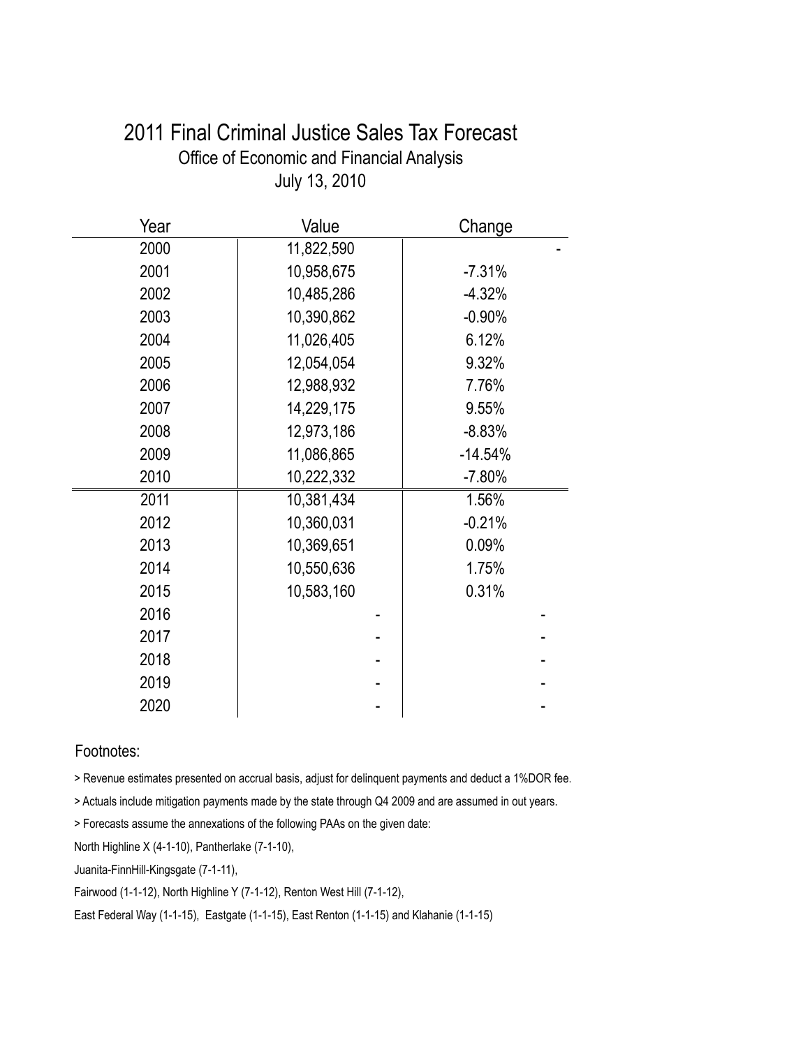# 2011 Final Criminal Justice Sales Tax Forecast

## Office of Economic and Financial Analysis

July 13, 2010

| Year | Value | Change |
|---|---|---|
| 2000 | 11,822,590 | - |
| 2001 | 10,958,675 | -7.31% |
| 2002 | 10,485,286 | -4.32% |
| 2003 | 10,390,862 | -0.90% |
| 2004 | 11,026,405 | 6.12% |
| 2005 | 12,054,054 | 9.32% |
| 2006 | 12,988,932 | 7.76% |
| 2007 | 14,229,175 | 9.55% |
| 2008 | 12,973,186 | -8.83% |
| 2009 | 11,086,865 | -14.54% |
| 2010 | 10,222,332 | -7.80% |
| 2011 | 10,381,434 | 1.56% |
| 2012 | 10,360,031 | -0.21% |
| 2013 | 10,369,651 | 0.09% |
| 2014 | 10,550,636 | 1.75% |
| 2015 | 10,583,160 | 0.31% |
| 2016 | - | - |
| 2017 | - | - |
| 2018 | - | - |
| 2019 | - | - |
| 2020 | - | - |

Footnotes:

> Revenue estimates presented on accrual basis, adjust for delinquent payments and deduct a 1%DOR fee.

> Actuals include mitigation payments made by the state through Q4 2009 and are assumed in out years.

> Forecasts assume the annexations of the following PAAs on the given date:

North Highline X (4-1-10), Pantherlake (7-1-10),

Juanita-FinnHill-Kingsgate (7-1-11),

Fairwood (1-1-12), North Highline Y (7-1-12), Renton West Hill (7-1-12),

East Federal Way (1-1-15), Eastgate (1-1-15), East Renton (1-1-15) and Klahanie (1-1-15)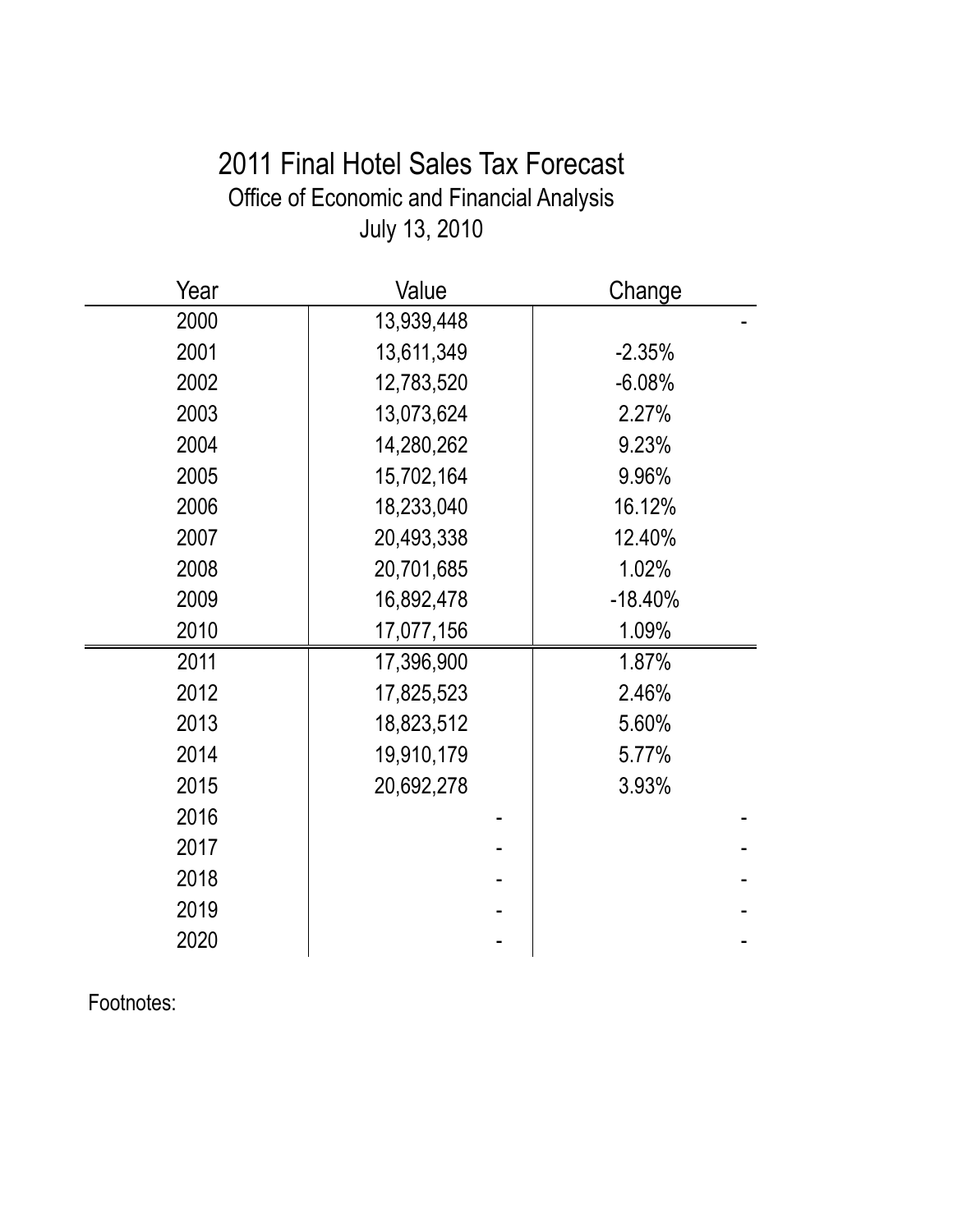# 2011 Final Hotel Sales Tax Forecast

Office of Economic and Financial Analysis

July 13, 2010

| Year | Value | Change |
|---|---|---|
| 2000 | 13,939,448 | - |
| 2001 | 13,611,349 | -2.35% |
| 2002 | 12,783,520 | -6.08% |
| 2003 | 13,073,624 | 2.27% |
| 2004 | 14,280,262 | 9.23% |
| 2005 | 15,702,164 | 9.96% |
| 2006 | 18,233,040 | 16.12% |
| 2007 | 20,493,338 | 12.40% |
| 2008 | 20,701,685 | 1.02% |
| 2009 | 16,892,478 | -18.40% |
| 2010 | 17,077,156 | 1.09% |
| 2011 | 17,396,900 | 1.87% |
| 2012 | 17,825,523 | 2.46% |
| 2013 | 18,823,512 | 5.60% |
| 2014 | 19,910,179 | 5.77% |
| 2015 | 20,692,278 | 3.93% |
| 2016 | - | - |
| 2017 | - | - |
| 2018 | - | - |
| 2019 | - | - |
| 2020 | - | - |

Footnotes: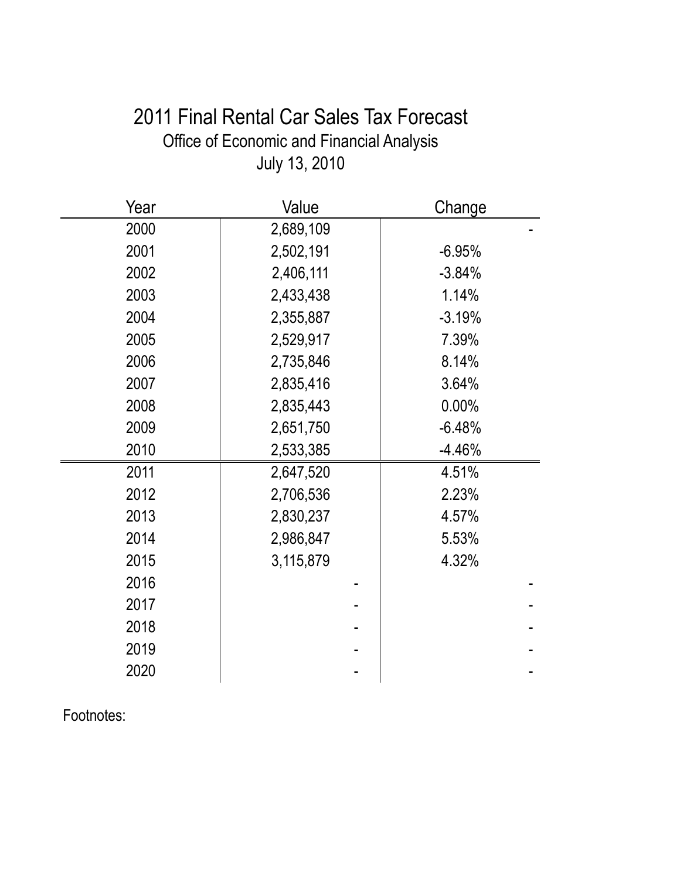# 2011 Final Rental Car Sales Tax Forecast

Office of Economic and Financial Analysis

July 13, 2010

| Year | Value | Change |
|---|---|---|
| 2000 | 2,689,109 | - |
| 2001 | 2,502,191 | -6.95% |
| 2002 | 2,406,111 | -3.84% |
| 2003 | 2,433,438 | 1.14% |
| 2004 | 2,355,887 | -3.19% |
| 2005 | 2,529,917 | 7.39% |
| 2006 | 2,735,846 | 8.14% |
| 2007 | 2,835,416 | 3.64% |
| 2008 | 2,835,443 | 0.00% |
| 2009 | 2,651,750 | -6.48% |
| 2010 | 2,533,385 | -4.46% |
| 2011 | 2,647,520 | 4.51% |
| 2012 | 2,706,536 | 2.23% |
| 2013 | 2,830,237 | 4.57% |
| 2014 | 2,986,847 | 5.53% |
| 2015 | 3,115,879 | 4.32% |
| 2016 | - | - |
| 2017 | - | - |
| 2018 | - | - |
| 2019 | - | - |
| 2020 | - | - |

Footnotes: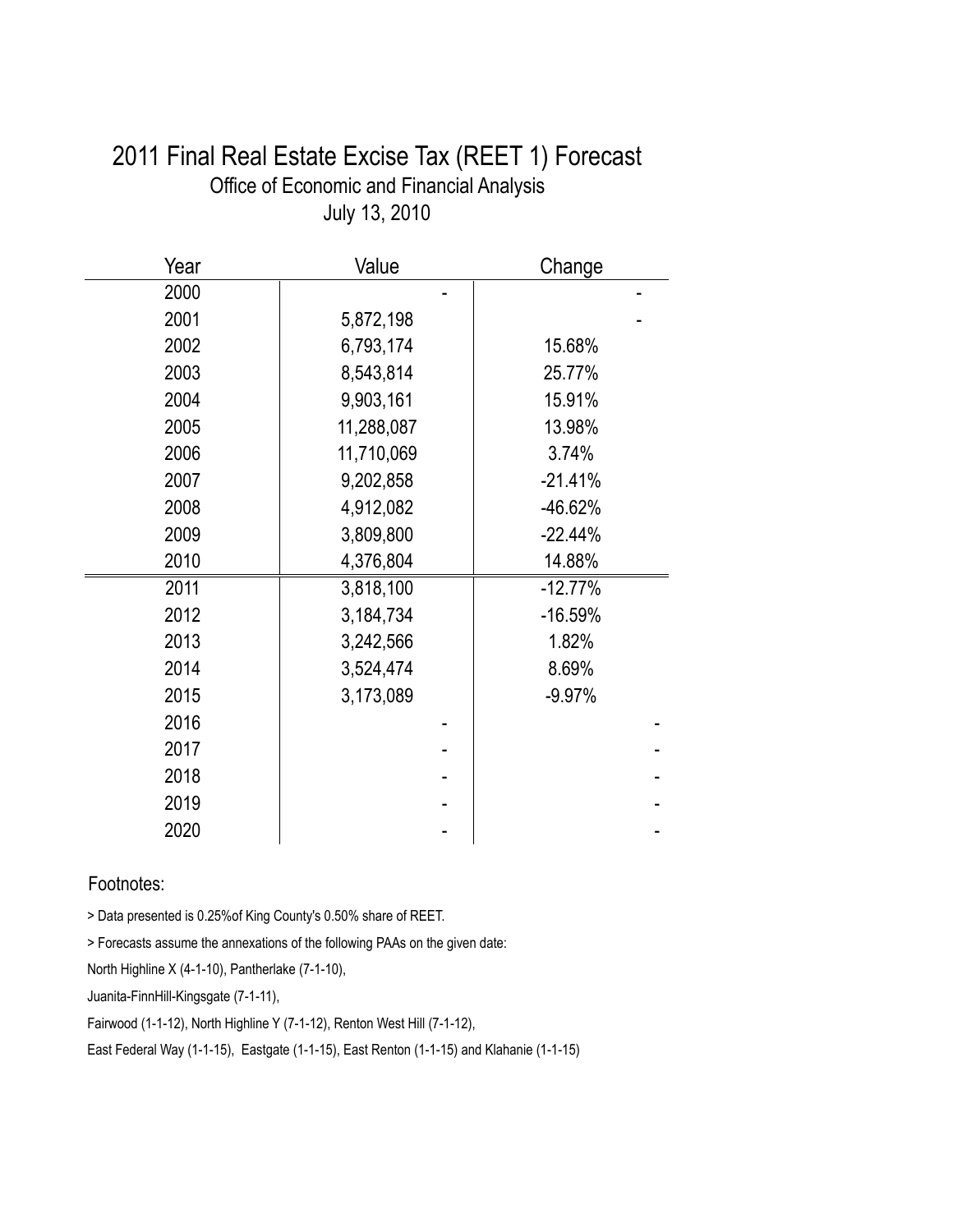# 2011 Final Real Estate Excise Tax (REET 1) Forecast

Office of Economic and Financial Analysis

July 13, 2010

| Year | Value | Change |
|---|---|---|
| 2000 | - | - |
| 2001 | 5,872,198 | - |
| 2002 | 6,793,174 | 15.68% |
| 2003 | 8,543,814 | 25.77% |
| 2004 | 9,903,161 | 15.91% |
| 2005 | 11,288,087 | 13.98% |
| 2006 | 11,710,069 | 3.74% |
| 2007 | 9,202,858 | -21.41% |
| 2008 | 4,912,082 | -46.62% |
| 2009 | 3,809,800 | -22.44% |
| 2010 | 4,376,804 | 14.88% |
| 2011 | 3,818,100 | -12.77% |
| 2012 | 3,184,734 | -16.59% |
| 2013 | 3,242,566 | 1.82% |
| 2014 | 3,524,474 | 8.69% |
| 2015 | 3,173,089 | -9.97% |
| 2016 | - | - |
| 2017 | - | - |
| 2018 | - | - |
| 2019 | - | - |
| 2020 | - | - |

Footnotes:

> Data presented is 0.25%of King County's 0.50% share of REET.

> Forecasts assume the annexations of the following PAAs on the given date:

North Highline X (4-1-10), Pantherlake (7-1-10),

Juanita-FinnHill-Kingsgate (7-1-11),

Fairwood (1-1-12), North Highline Y (7-1-12), Renton West Hill (7-1-12),

East Federal Way (1-1-15), Eastgate (1-1-15), East Renton (1-1-15) and Klahanie (1-1-15)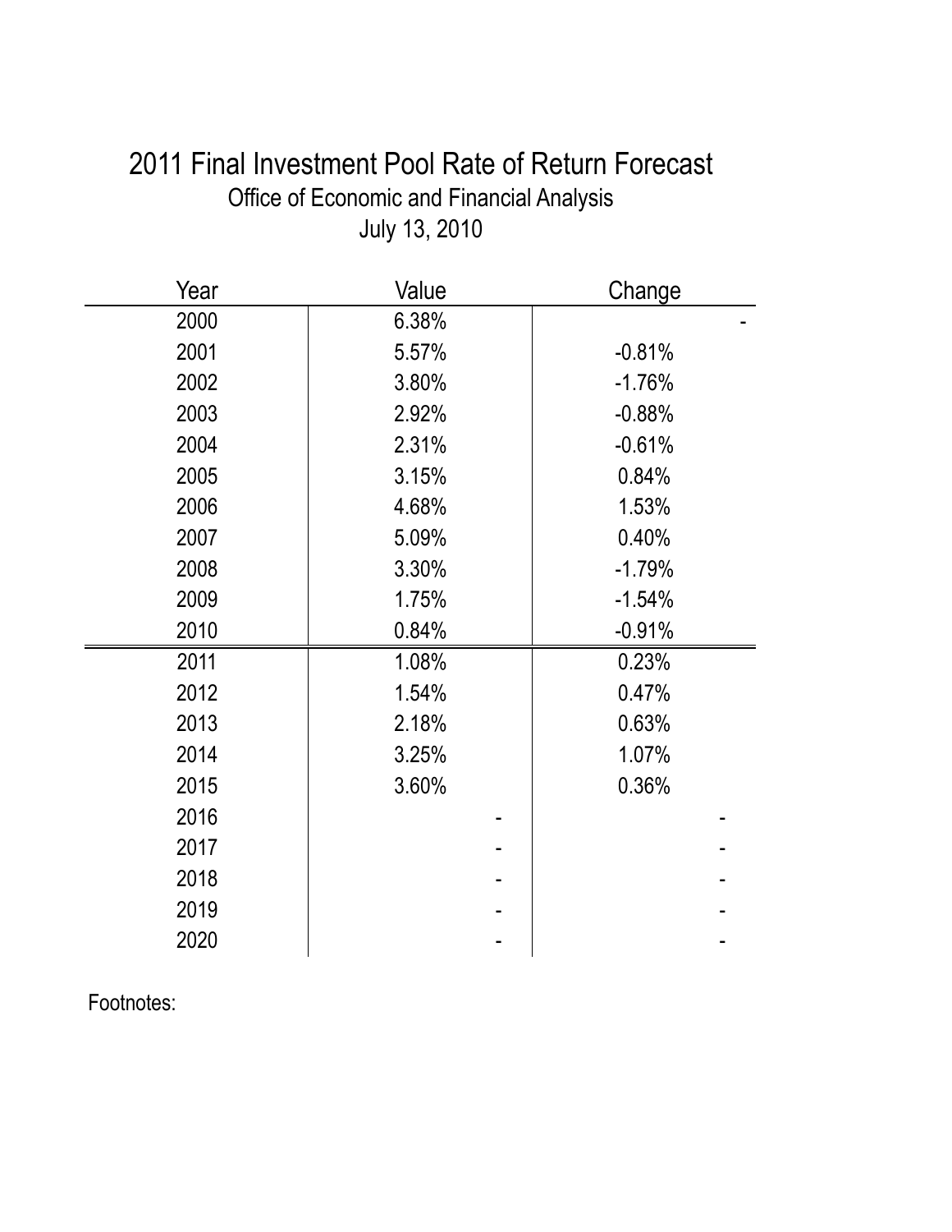# 2011 Final Investment Pool Rate of Return Forecast

Office of Economic and Financial Analysis

July 13, 2010

| Year | Value | Change |
|---|---|---|
| 2000 | 6.38% | - |
| 2001 | 5.57% | -0.81% |
| 2002 | 3.80% | -1.76% |
| 2003 | 2.92% | -0.88% |
| 2004 | 2.31% | -0.61% |
| 2005 | 3.15% | 0.84% |
| 2006 | 4.68% | 1.53% |
| 2007 | 5.09% | 0.40% |
| 2008 | 3.30% | -1.79% |
| 2009 | 1.75% | -1.54% |
| 2010 | 0.84% | -0.91% |
| 2011 | 1.08% | 0.23% |
| 2012 | 1.54% | 0.47% |
| 2013 | 2.18% | 0.63% |
| 2014 | 3.25% | 1.07% |
| 2015 | 3.60% | 0.36% |
| 2016 | - | - |
| 2017 | - | - |
| 2018 | - | - |
| 2019 | - | - |
| 2020 | - | - |

Footnotes: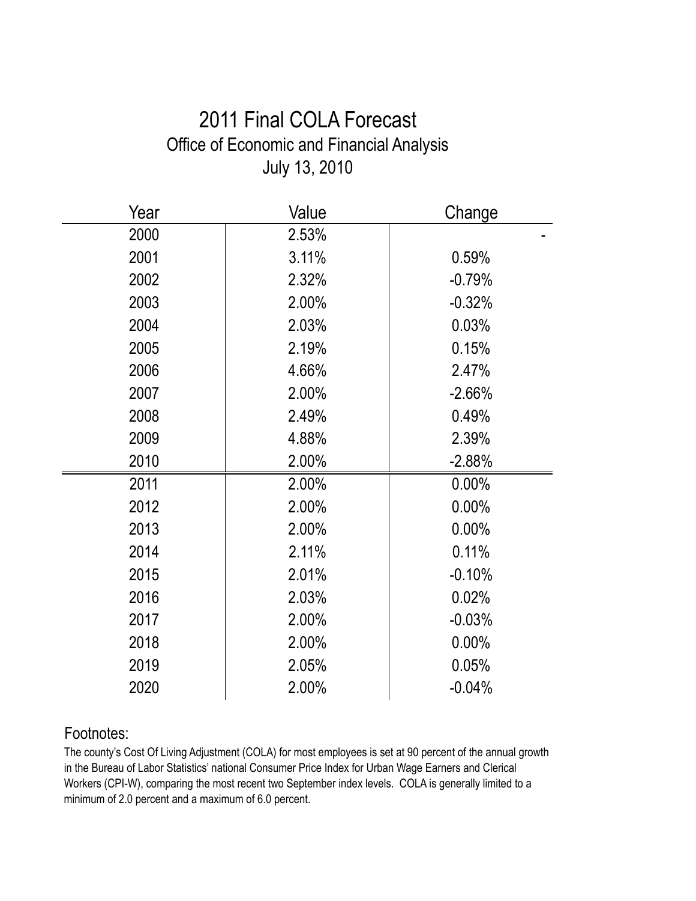# 2011 Final COLA Forecast

## Office of Economic and Financial Analysis

July 13, 2010

| Year | Value | Change |
|---|---|---|
| 2000 | 2.53% | - |
| 2001 | 3.11% | 0.59% |
| 2002 | 2.32% | -0.79% |
| 2003 | 2.00% | -0.32% |
| 2004 | 2.03% | 0.03% |
| 2005 | 2.19% | 0.15% |
| 2006 | 4.66% | 2.47% |
| 2007 | 2.00% | -2.66% |
| 2008 | 2.49% | 0.49% |
| 2009 | 4.88% | 2.39% |
| 2010 | 2.00% | -2.88% |
| 2011 | 2.00% | 0.00% |
| 2012 | 2.00% | 0.00% |
| 2013 | 2.00% | 0.00% |
| 2014 | 2.11% | 0.11% |
| 2015 | 2.01% | -0.10% |
| 2016 | 2.03% | 0.02% |
| 2017 | 2.00% | -0.03% |
| 2018 | 2.00% | 0.00% |
| 2019 | 2.05% | 0.05% |
| 2020 | 2.00% | -0.04% |

Footnotes:

The county's Cost Of Living Adjustment (COLA) for most employees is set at 90 percent of the annual growth in the Bureau of Labor Statistics' national Consumer Price Index for Urban Wage Earners and Clerical Workers (CPI-W), comparing the most recent two September index levels. COLA is generally limited to a minimum of 2.0 percent and a maximum of 6.0 percent.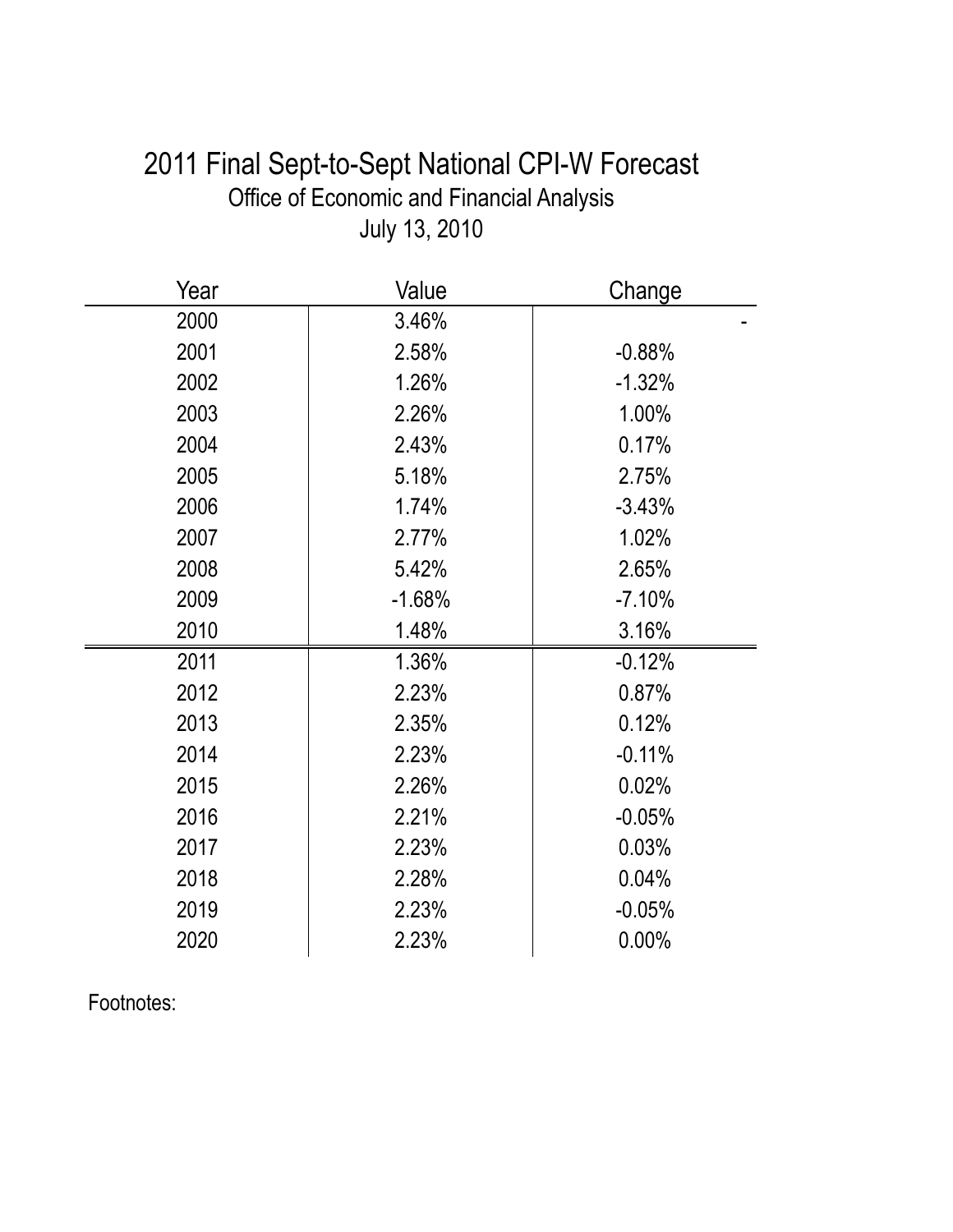# 2011 Final Sept-to-Sept National CPI-W Forecast

Office of Economic and Financial Analysis

July 13, 2010

| Year | Value | Change |
|---|---|---|
| 2000 | 3.46% | - |
| 2001 | 2.58% | -0.88% |
| 2002 | 1.26% | -1.32% |
| 2003 | 2.26% | 1.00% |
| 2004 | 2.43% | 0.17% |
| 2005 | 5.18% | 2.75% |
| 2006 | 1.74% | -3.43% |
| 2007 | 2.77% | 1.02% |
| 2008 | 5.42% | 2.65% |
| 2009 | -1.68% | -7.10% |
| 2010 | 1.48% | 3.16% |
| 2011 | 1.36% | -0.12% |
| 2012 | 2.23% | 0.87% |
| 2013 | 2.35% | 0.12% |
| 2014 | 2.23% | -0.11% |
| 2015 | 2.26% | 0.02% |
| 2016 | 2.21% | -0.05% |
| 2017 | 2.23% | 0.03% |
| 2018 | 2.28% | 0.04% |
| 2019 | 2.23% | -0.05% |
| 2020 | 2.23% | 0.00% |

Footnotes: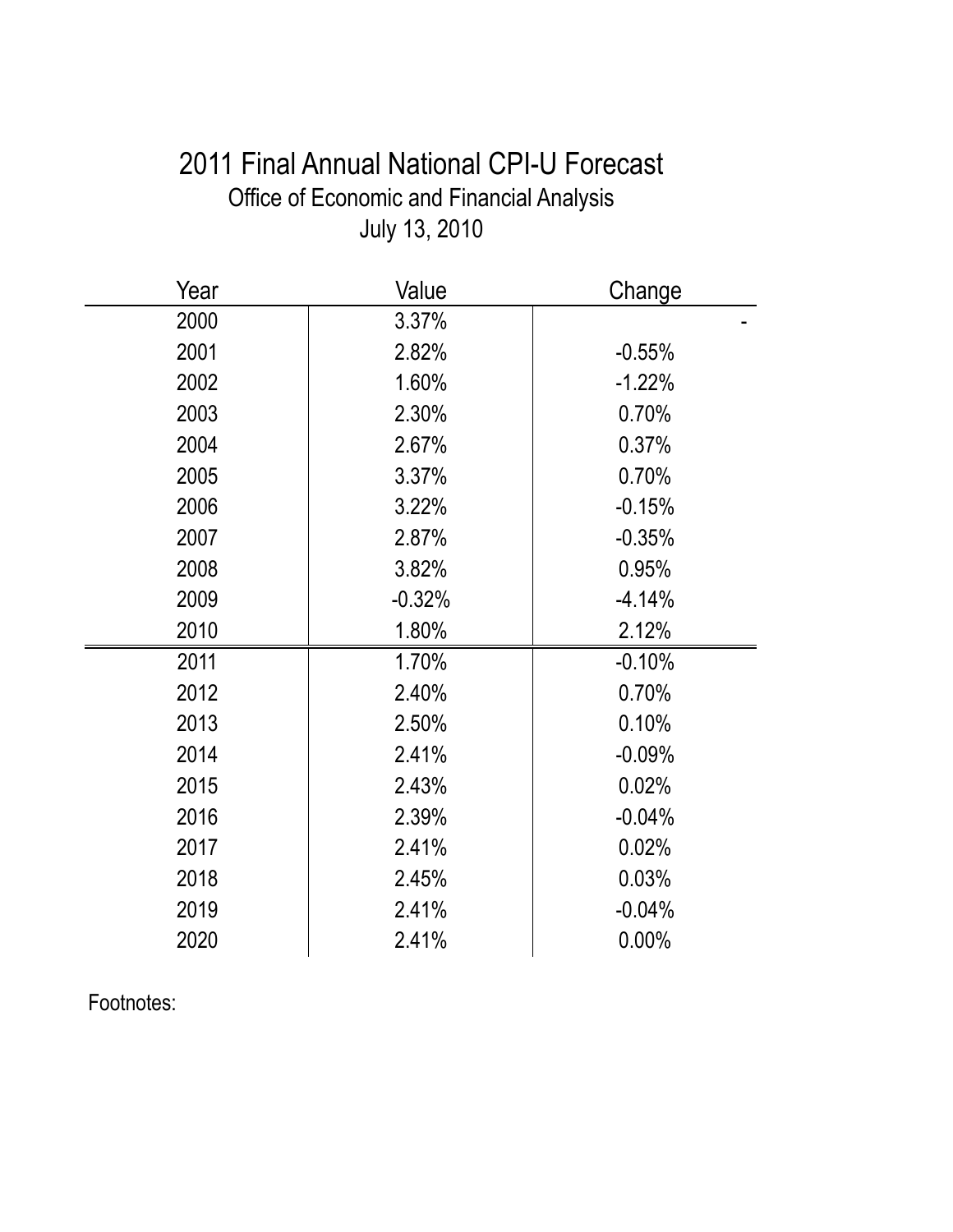# 2011 Final Annual National CPI-U Forecast

Office of Economic and Financial Analysis

July 13, 2010

| Year | Value | Change |
|---|---|---|
| 2000 | 3.37% | - |
| 2001 | 2.82% | -0.55% |
| 2002 | 1.60% | -1.22% |
| 2003 | 2.30% | 0.70% |
| 2004 | 2.67% | 0.37% |
| 2005 | 3.37% | 0.70% |
| 2006 | 3.22% | -0.15% |
| 2007 | 2.87% | -0.35% |
| 2008 | 3.82% | 0.95% |
| 2009 | -0.32% | -4.14% |
| 2010 | 1.80% | 2.12% |
| 2011 | 1.70% | -0.10% |
| 2012 | 2.40% | 0.70% |
| 2013 | 2.50% | 0.10% |
| 2014 | 2.41% | -0.09% |
| 2015 | 2.43% | 0.02% |
| 2016 | 2.39% | -0.04% |
| 2017 | 2.41% | 0.02% |
| 2018 | 2.45% | 0.03% |
| 2019 | 2.41% | -0.04% |
| 2020 | 2.41% | 0.00% |

Footnotes: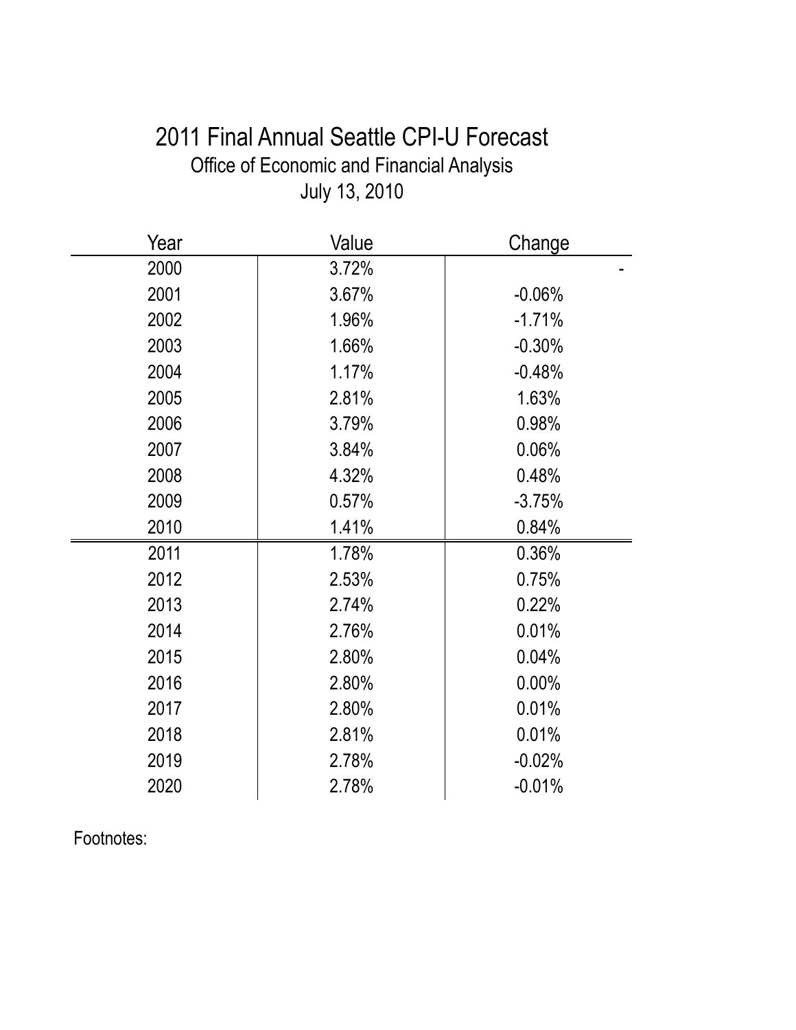# 2011 Final Annual Seattle CPI-U Forecast

Office of Economic and Financial Analysis

July 13, 2010

| Year | Value | Change |
|---|---|---|
| 2000 | 3.72% | - |
| 2001 | 3.67% | -0.06% |
| 2002 | 1.96% | -1.71% |
| 2003 | 1.66% | -0.30% |
| 2004 | 1.17% | -0.48% |
| 2005 | 2.81% | 1.63% |
| 2006 | 3.79% | 0.98% |
| 2007 | 3.84% | 0.06% |
| 2008 | 4.32% | 0.48% |
| 2009 | 0.57% | -3.75% |
| 2010 | 1.41% | 0.84% |
| 2011 | 1.78% | 0.36% |
| 2012 | 2.53% | 0.75% |
| 2013 | 2.74% | 0.22% |
| 2014 | 2.76% | 0.01% |
| 2015 | 2.80% | 0.04% |
| 2016 | 2.80% | 0.00% |
| 2017 | 2.80% | 0.01% |
| 2018 | 2.81% | 0.01% |
| 2019 | 2.78% | -0.02% |
| 2020 | 2.78% | -0.01% |

Footnotes: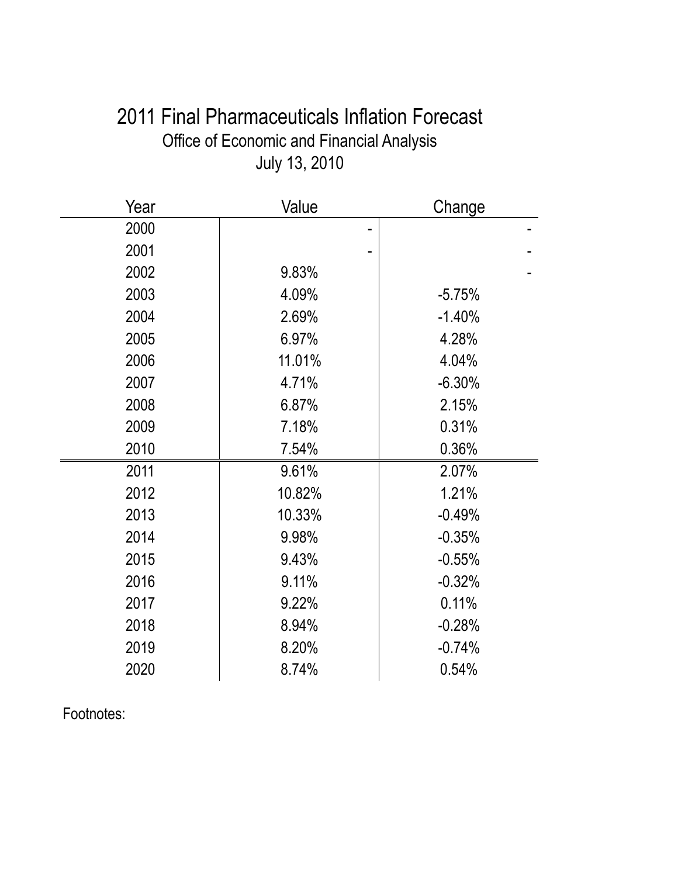# 2011 Final Pharmaceuticals Inflation Forecast

Office of Economic and Financial Analysis

July 13, 2010

| Year | Value | Change |
|---|---|---|
| 2000 | - | - |
| 2001 | - | - |
| 2002 | 9.83% | - |
| 2003 | 4.09% | -5.75% |
| 2004 | 2.69% | -1.40% |
| 2005 | 6.97% | 4.28% |
| 2006 | 11.01% | 4.04% |
| 2007 | 4.71% | -6.30% |
| 2008 | 6.87% | 2.15% |
| 2009 | 7.18% | 0.31% |
| 2010 | 7.54% | 0.36% |
| 2011 | 9.61% | 2.07% |
| 2012 | 10.82% | 1.21% |
| 2013 | 10.33% | -0.49% |
| 2014 | 9.98% | -0.35% |
| 2015 | 9.43% | -0.55% |
| 2016 | 9.11% | -0.32% |
| 2017 | 9.22% | 0.11% |
| 2018 | 8.94% | -0.28% |
| 2019 | 8.20% | -0.74% |
| 2020 | 8.74% | 0.54% |

Footnotes: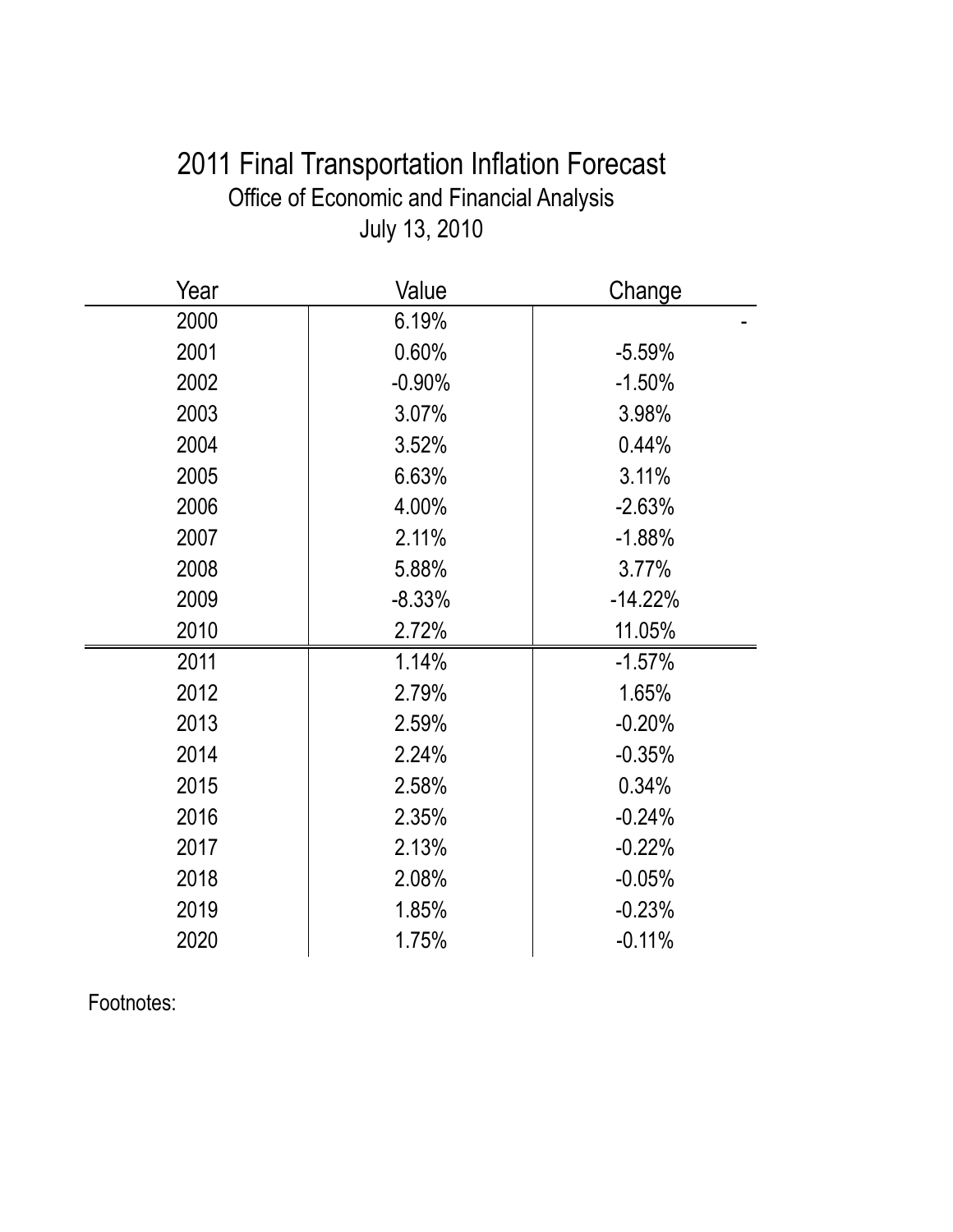# 2011 Final Transportation Inflation Forecast

## Office of Economic and Financial Analysis

July 13, 2010

| Year | Value | Change |
|---|---|---|
| 2000 | 6.19% | - |
| 2001 | 0.60% | -5.59% |
| 2002 | -0.90% | -1.50% |
| 2003 | 3.07% | 3.98% |
| 2004 | 3.52% | 0.44% |
| 2005 | 6.63% | 3.11% |
| 2006 | 4.00% | -2.63% |
| 2007 | 2.11% | -1.88% |
| 2008 | 5.88% | 3.77% |
| 2009 | -8.33% | -14.22% |
| 2010 | 2.72% | 11.05% |
| 2011 | 1.14% | -1.57% |
| 2012 | 2.79% | 1.65% |
| 2013 | 2.59% | -0.20% |
| 2014 | 2.24% | -0.35% |
| 2015 | 2.58% | 0.34% |
| 2016 | 2.35% | -0.24% |
| 2017 | 2.13% | -0.22% |
| 2018 | 2.08% | -0.05% |
| 2019 | 1.85% | -0.23% |
| 2020 | 1.75% | -0.11% |

Footnotes: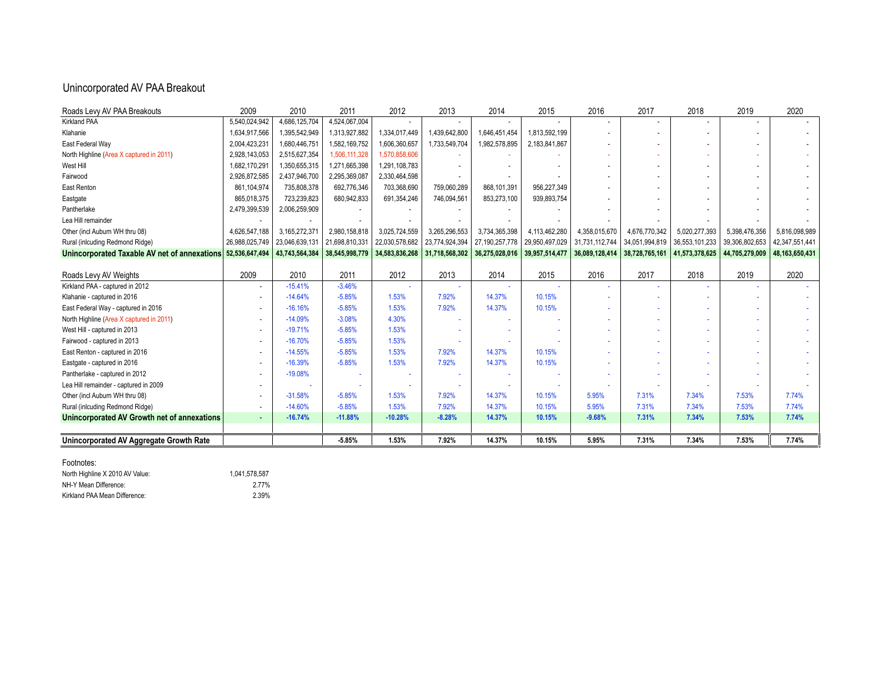# Unincorporated AV PAA Breakout

| Roads Levy AV PAA Breakouts | 2009 | 2010 | 2011 | 2012 | 2013 | 2014 | 2015 | 2016 | 2017 | 2018 | 2019 | 2020 |
|---|---|---|---|---|---|---|---|---|---|---|---|---|
| Kirkland PAA | 5,540,024,942 | 4,686,125,704 | 4,524,067,004 | - | - | - | - | - | - | - | - | - |
| Klahanie | 1,634,917,566 | 1,395,542,949 | 1,313,927,882 | 1,334,017,449 | 1,439,642,800 | 1,646,451,454 | 1,813,592,199 | - | - | - | - | - |
| East Federal Way | 2,004,423,231 | 1,680,446,751 | 1,582,169,752 | 1,606,360,657 | 1,733,549,704 | 1,982,578,895 | 2,183,841,867 | - | - | - | - | - |
| North Highline (Area X captured in 2011) | 2,928,143,053 | 2,515,627,354 | 1,506,111,328 | 1,570,858,606 | - | - | - | - | - | - | - | - |
| West Hill | 1,682,170,291 | 1,350,655,315 | 1,271,665,398 | 1,291,108,783 | - | - | - | - | - | - | - | - |
| Fairwood | 2,926,872,585 | 2,437,946,700 | 2,295,369,087 | 2,330,464,598 | - | - | - | - | - | - | - | - |
| East Renton | 861,104,974 | 735,808,378 | 692,776,346 | 703,368,690 | 759,060,289 | 868,101,391 | 956,227,349 | - | - | - | - | - |
| Eastgate | 865,018,375 | 723,239,823 | 680,942,833 | 691,354,246 | 746,094,561 | 853,273,100 | 939,893,754 | - | - | - | - | - |
| Pantherlake | 2,479,399,539 | 2,006,259,909 | - | - | - | - | - | - | - | - | - | - |
| Lea Hill remainder | - | - | - | - | - | - | - | - | - | - | - | - |
| Other (incl Auburn WH thru 08) | 4,626,547,188 | 3,165,272,371 | 2,980,158,818 | 3,025,724,559 | 3,265,296,553 | 3,734,365,398 | 4,113,462,280 | 4,358,015,670 | 4,676,770,342 | 5,020,277,393 | 5,398,476,356 | 5,816,098,989 |
| Rural (inlcuding Redmond Ridge) | 26,988,025,749 | 23,046,639,131 | 21,698,810,331 | 22,030,578,682 | 23,774,924,394 | 27,190,257,778 | 29,950,497,029 | 31,731,112,744 | 34,051,994,819 | 36,553,101,233 | 39,306,802,653 | 42,347,551,441 |
| **Unincorporated Taxable AV net of annexations** | **52,536,647,494** | **43,743,564,384** | **38,545,998,779** | **34,583,836,268** | **31,718,568,302** | **36,275,028,016** | **39,957,514,477** | **36,089,128,414** | **38,728,765,161** | **41,573,378,625** | **44,705,279,009** | **48,163,650,431** |

| Roads Levy AV Weights | 2009 | 2010 | 2011 | 2012 | 2013 | 2014 | 2015 | 2016 | 2017 | 2018 | 2019 | 2020 |
|---|---|---|---|---|---|---|---|---|---|---|---|---|
| Kirkland PAA - captured in 2012 | - | -15.41% | -3.46% | - | - | - | - | - | - | - | - | - |
| Klahanie - captured in 2016 | - | -14.64% | -5.85% | 1.53% | 7.92% | 14.37% | 10.15% | - | - | - | - | - |
| East Federal Way - captured in 2016 | - | -16.16% | -5.85% | 1.53% | 7.92% | 14.37% | 10.15% | - | - | - | - | - |
| North Highline (Area X captured in 2011) | - | -14.09% | -3.08% | 4.30% | - | - | - | - | - | - | - | - |
| West Hill - captured in 2013 | - | -19.71% | -5.85% | 1.53% | - | - | - | - | - | - | - | - |
| Fairwood - captured in 2013 | - | -16.70% | -5.85% | 1.53% | - | - | - | - | - | - | - | - |
| East Renton - captured in 2016 | - | -14.55% | -5.85% | 1.53% | 7.92% | 14.37% | 10.15% | - | - | - | - | - |
| Eastgate - captured in 2016 | - | -16.39% | -5.85% | 1.53% | 7.92% | 14.37% | 10.15% | - | - | - | - | - |
| Pantherlake - captured in 2012 | - | -19.08% | - | - | - | - | - | - | - | - | - | - |
| Lea Hill remainder - captured in 2009 | - | - | - | - | - | - | - | - | - | - | - | - |
| Other (incl Auburn WH thru 08) | - | -31.58% | -5.85% | 1.53% | 7.92% | 14.37% | 10.15% | 5.95% | 7.31% | 7.34% | 7.53% | 7.74% |
| Rural (inlcuding Redmond Ridge) | - | -14.60% | -5.85% | 1.53% | 7.92% | 14.37% | 10.15% | 5.95% | 7.31% | 7.34% | 7.53% | 7.74% |
| **Unincorporated AV Growth net of annexations** | - | **-16.74%** | **-11.88%** | **-10.28%** | **-8.28%** | **14.37%** | **10.15%** | **-9.68%** | **7.31%** | **7.34%** | **7.53%** | **7.74%** |
| | | | | | | | | | | | | |
| **Unincorporated AV Aggregate Growth Rate** | | | **-5.85%** | **1.53%** | **7.92%** | **14.37%** | **10.15%** | **5.95%** | **7.31%** | **7.34%** | **7.53%** | **7.74%** |

Footnotes:

| | |
|---|---|
| North Highline X 2010 AV Value: | 1,041,578,587 |
| NH-Y Mean Difference: | 2.77% |
| Kirkland PAA Mean Difference: | 2.39% |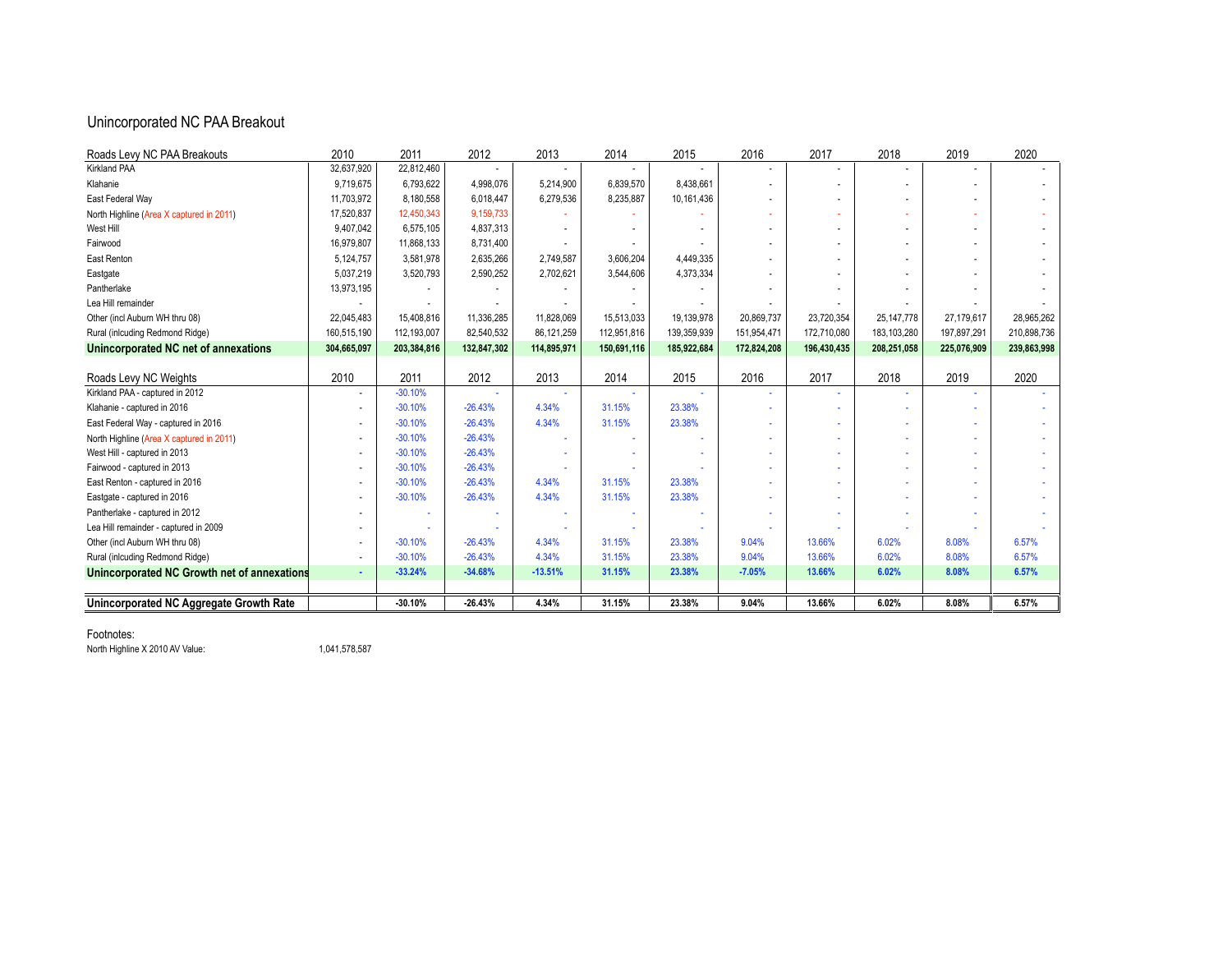# Unincorporated NC PAA Breakout

| Roads Levy NC PAA Breakouts | 2010 | 2011 | 2012 | 2013 | 2014 | 2015 | 2016 | 2017 | 2018 | 2019 | 2020 |
|---|---|---|---|---|---|---|---|---|---|---|---|
| Kirkland PAA | 32,637,920 | 22,812,460 | - | - | - | - | - | - | - | - | - |
| Klahanie | 9,719,675 | 6,793,622 | 4,998,076 | 5,214,900 | 6,839,570 | 8,438,661 | - | - | - | - | - |
| East Federal Way | 11,703,972 | 8,180,558 | 6,018,447 | 6,279,536 | 8,235,887 | 10,161,436 | - | - | - | - | - |
| North Highline (Area X captured in 2011) | 17,520,837 | 12,450,343 | 9,159,733 | - | - | - | - | - | - | - | - |
| West Hill | 9,407,042 | 6,575,105 | 4,837,313 | - | - | - | - | - | - | - | - |
| Fairwood | 16,979,807 | 11,868,133 | 8,731,400 | - | - | - | - | - | - | - | - |
| East Renton | 5,124,757 | 3,581,978 | 2,635,266 | 2,749,587 | 3,606,204 | 4,449,335 | - | - | - | - | - |
| Eastgate | 5,037,219 | 3,520,793 | 2,590,252 | 2,702,621 | 3,544,606 | 4,373,334 | - | - | - | - | - |
| Pantherlake | 13,973,195 | - | - | - | - | - | - | - | - | - | - |
| Lea Hill remainder | - | - | - | - | - | - | - | - | - | - | - |
| Other (incl Auburn WH thru 08) | 22,045,483 | 15,408,816 | 11,336,285 | 11,828,069 | 15,513,033 | 19,139,978 | 20,869,737 | 23,720,354 | 25,147,778 | 27,179,617 | 28,965,262 |
| Rural (inlcuding Redmond Ridge) | 160,515,190 | 112,193,007 | 82,540,532 | 86,121,259 | 112,951,816 | 139,359,939 | 151,954,471 | 172,710,080 | 183,103,280 | 197,897,291 | 210,898,736 |
| **Unincorporated NC net of annexations** | **304,665,097** | **203,384,816** | **132,847,302** | **114,895,971** | **150,691,116** | **185,922,684** | **172,824,208** | **196,430,435** | **208,251,058** | **225,076,909** | **239,863,998** |

| Roads Levy NC Weights | 2010 | 2011 | 2012 | 2013 | 2014 | 2015 | 2016 | 2017 | 2018 | 2019 | 2020 |
|---|---|---|---|---|---|---|---|---|---|---|---|
| Kirkland PAA - captured in 2012 | - | -30.10% | - | - | - | - | - | - | - | - | - |
| Klahanie - captured in 2016 | - | -30.10% | -26.43% | 4.34% | 31.15% | 23.38% | - | - | - | - | - |
| East Federal Way - captured in 2016 | - | -30.10% | -26.43% | 4.34% | 31.15% | 23.38% | - | - | - | - | - |
| North Highline (Area X captured in 2011) | - | -30.10% | -26.43% | - | - | - | - | - | - | - | - |
| West Hill - captured in 2013 | - | -30.10% | -26.43% | - | - | - | - | - | - | - | - |
| Fairwood - captured in 2013 | - | -30.10% | -26.43% | - | - | - | - | - | - | - | - |
| East Renton - captured in 2016 | - | -30.10% | -26.43% | 4.34% | 31.15% | 23.38% | - | - | - | - | - |
| Eastgate - captured in 2016 | - | -30.10% | -26.43% | 4.34% | 31.15% | 23.38% | - | - | - | - | - |
| Pantherlake - captured in 2012 | - | - | - | - | - | - | - | - | - | - | - |
| Lea Hill remainder - captured in 2009 | - | - | - | - | - | - | - | - | - | - | - |
| Other (incl Auburn WH thru 08) | - | -30.10% | -26.43% | 4.34% | 31.15% | 23.38% | 9.04% | 13.66% | 6.02% | 8.08% | 6.57% |
| Rural (inlcuding Redmond Ridge) | - | -30.10% | -26.43% | 4.34% | 31.15% | 23.38% | 9.04% | 13.66% | 6.02% | 8.08% | 6.57% |
| **Unincorporated NC Growth net of annexations** | **-** | **-33.24%** | **-34.68%** | **-13.51%** | **31.15%** | **23.38%** | **-7.05%** | **13.66%** | **6.02%** | **8.08%** | **6.57%** |
| | | | | | | | | | | | |
| **Unincorporated NC Aggregate Growth Rate** | | **-30.10%** | **-26.43%** | **4.34%** | **31.15%** | **23.38%** | **9.04%** | **13.66%** | **6.02%** | **8.08%** | **6.57%** |

Footnotes:

North Highline X 2010 AV Value: 1,041,578,587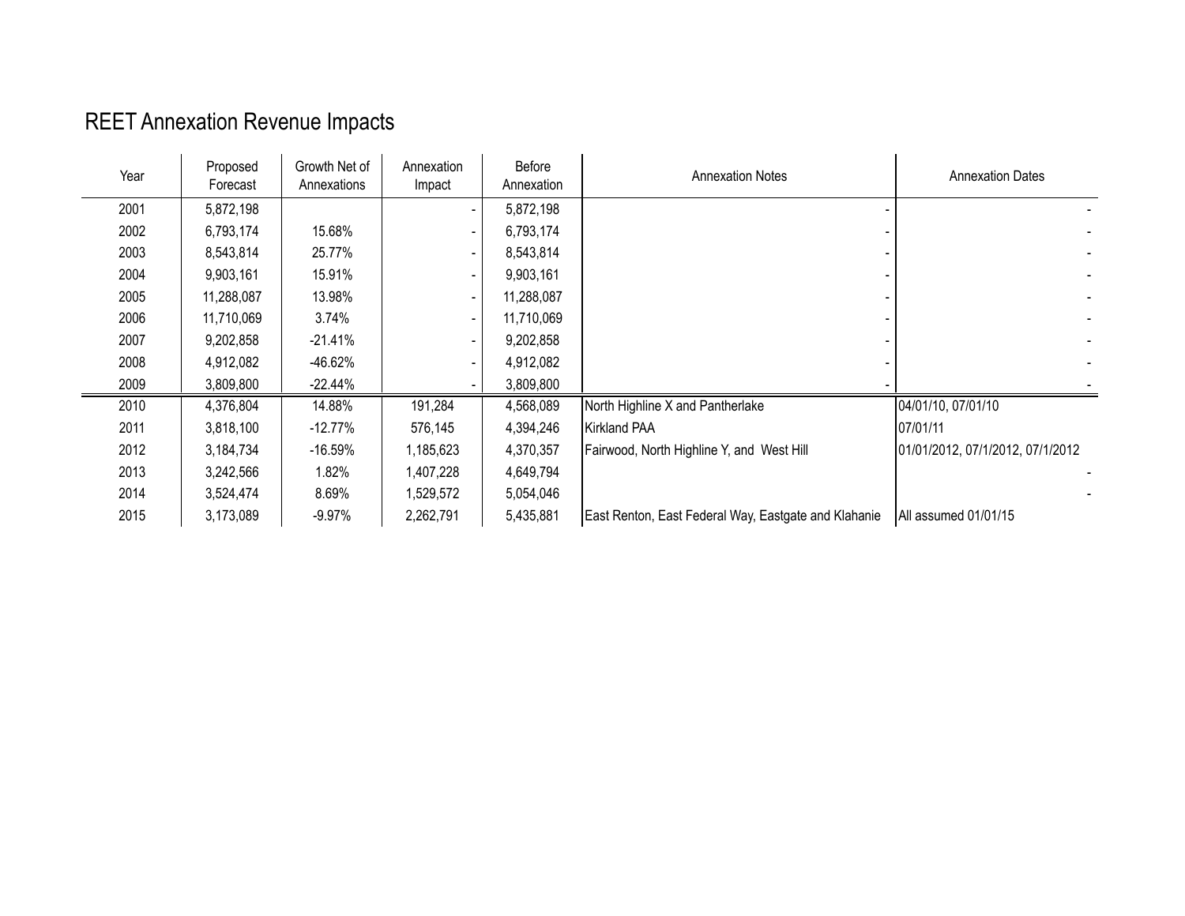# REET Annexation Revenue Impacts

| Year | Proposed Forecast | Growth Net of Annexations | Annexation Impact | Before Annexation | Annexation Notes | Annexation Dates |
|---|---|---|---|---|---|---|
| 2001 | 5,872,198 | | - | 5,872,198 | - | - |
| 2002 | 6,793,174 | 15.68% | - | 6,793,174 | - | - |
| 2003 | 8,543,814 | 25.77% | - | 8,543,814 | - | - |
| 2004 | 9,903,161 | 15.91% | - | 9,903,161 | - | - |
| 2005 | 11,288,087 | 13.98% | - | 11,288,087 | - | - |
| 2006 | 11,710,069 | 3.74% | - | 11,710,069 | - | - |
| 2007 | 9,202,858 | -21.41% | - | 9,202,858 | - | - |
| 2008 | 4,912,082 | -46.62% | - | 4,912,082 | - | - |
| 2009 | 3,809,800 | -22.44% | - | 3,809,800 | - | - |
| 2010 | 4,376,804 | 14.88% | 191,284 | 4,568,089 | North Highline X and Pantherlake | 04/01/10, 07/01/10 |
| 2011 | 3,818,100 | -12.77% | 576,145 | 4,394,246 | Kirkland PAA | 07/01/11 |
| 2012 | 3,184,734 | -16.59% | 1,185,623 | 4,370,357 | Fairwood, North Highline Y, and West Hill | 01/01/2012, 07/1/2012, 07/1/2012 |
| 2013 | 3,242,566 | 1.82% | 1,407,228 | 4,649,794 | | - |
| 2014 | 3,524,474 | 8.69% | 1,529,572 | 5,054,046 | | - |
| 2015 | 3,173,089 | -9.97% | 2,262,791 | 5,435,881 | East Renton, East Federal Way, Eastgate and Klahanie | All assumed 01/01/15 |